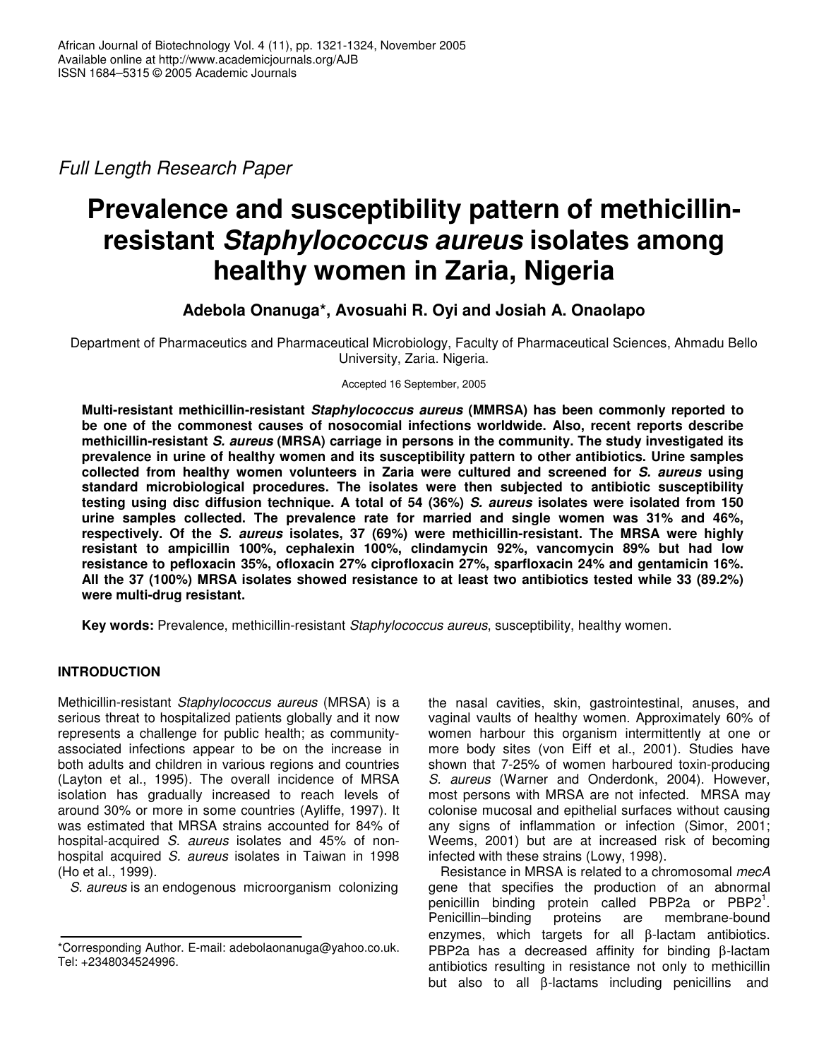*Full Length Research Paper*

# Prevalence and susceptibility pattern of methicillin-resistant *Staphylococcus aureus* isolates among healthy women in Zaria, Nigeria

**Adebola Onanuga\*, Avosuahi R. Oyi and Josiah A. Onaolapo**

Department of Pharmaceutics and Pharmaceutical Microbiology, Faculty of Pharmaceutical Sciences, Ahmadu Bello University, Zaria. Nigeria.

Accepted 16 September, 2005

**Multi-resistant methicillin-resistant *Staphylococcus aureus* (MMRSA) has been commonly reported to be one of the commonest causes of nosocomial infections worldwide. Also, recent reports describe methicillin-resistant *S. aureus* (MRSA) carriage in persons in the community. The study investigated its prevalence in urine of healthy women and its susceptibility pattern to other antibiotics. Urine samples collected from healthy women volunteers in Zaria were cultured and screened for *S. aureus* using standard microbiological procedures. The isolates were then subjected to antibiotic susceptibility testing using disc diffusion technique. A total of 54 (36%) *S. aureus* isolates were isolated from 150 urine samples collected. The prevalence rate for married and single women was 31% and 46%, respectively. Of the *S. aureus* isolates, 37 (69%) were methicillin-resistant. The MRSA were highly resistant to ampicillin 100%, cephalexin 100%, clindamycin 92%, vancomycin 89% but had low resistance to pefloxacin 35%, ofloxacin 27% ciprofloxacin 27%, sparfloxacin 24% and gentamicin 16%. All the 37 (100%) MRSA isolates showed resistance to at least two antibiotics tested while 33 (89.2%) were multi-drug resistant.**

**Key words:** Prevalence, methicillin-resistant *Staphylococcus aureus*, susceptibility, healthy women.

## INTRODUCTION

Methicillin-resistant *Staphylococcus aureus* (MRSA) is a serious threat to hospitalized patients globally and it now represents a challenge for public health; as community-associated infections appear to be on the increase in both adults and children in various regions and countries (Layton et al., 1995). The overall incidence of MRSA isolation has gradually increased to reach levels of around 30% or more in some countries (Ayliffe, 1997). It was estimated that MRSA strains accounted for 84% of hospital-acquired *S. aureus* isolates and 45% of non-hospital acquired *S. aureus* isolates in Taiwan in 1998 (Ho et al., 1999).

*S. aureus* is an endogenous microorganism colonizing the nasal cavities, skin, gastrointestinal, anuses, and vaginal vaults of healthy women. Approximately 60% of women harbour this organism intermittently at one or more body sites (von Eiff et al., 2001). Studies have shown that 7-25% of women harboured toxin-producing *S. aureus* (Warner and Onderdonk, 2004). However, most persons with MRSA are not infected. MRSA may colonise mucosal and epithelial surfaces without causing any signs of inflammation or infection (Simor, 2001; Weems, 2001) but are at increased risk of becoming infected with these strains (Lowy, 1998).

Resistance in MRSA is related to a chromosomal *mecA* gene that specifies the production of an abnormal penicillin binding protein called PBP2a or PBP2'. Penicillin–binding proteins are membrane-bound enzymes, which targets for all β-lactam antibiotics. PBP2a has a decreased affinity for binding β-lactam antibiotics resulting in resistance not only to methicillin but also to all β-lactams including penicillins and

\*Corresponding Author. E-mail: adebolaonanuga@yahoo.co.uk. Tel: +2348034524996.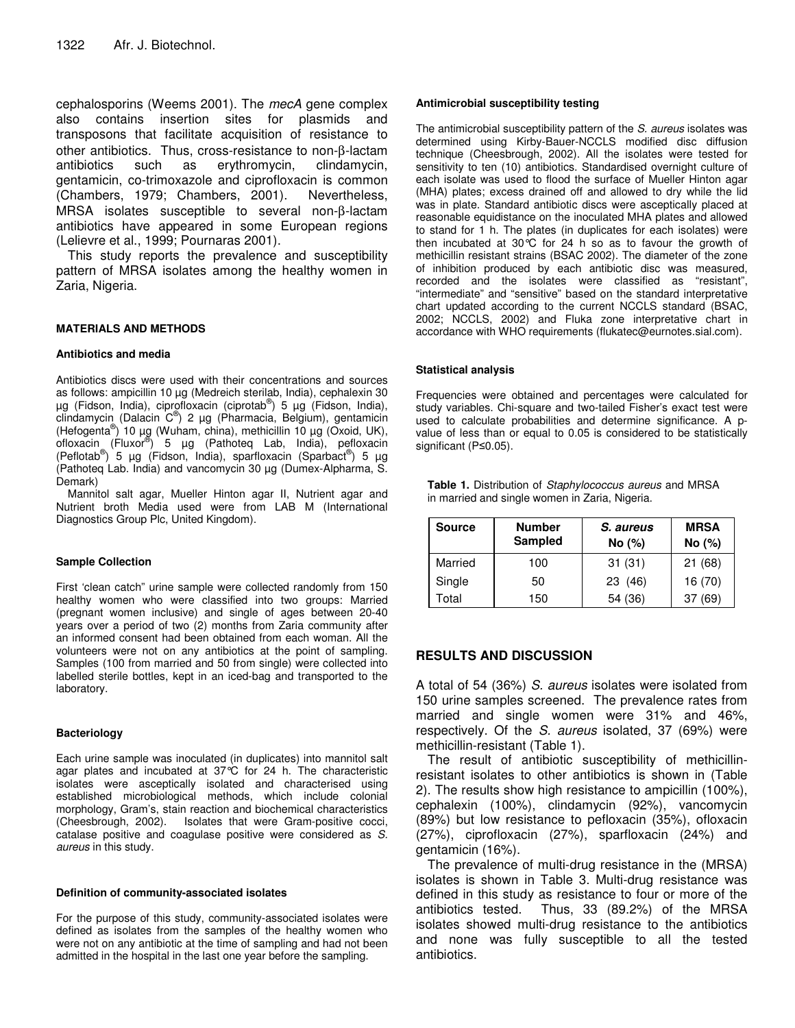cephalosporins (Weems 2001). The *mecA* gene complex also contains insertion sites for plasmids and transposons that facilitate acquisition of resistance to other antibiotics. Thus, cross-resistance to non-β-lactam antibiotics such as erythromycin, clindamycin, gentamicin, co-trimoxazole and ciprofloxacin is common (Chambers, 1979; Chambers, 2001). Nevertheless, MRSA isolates susceptible to several non-β-lactam antibiotics have appeared in some European regions (Lelievre et al., 1999; Pournaras 2001).

This study reports the prevalence and susceptibility pattern of MRSA isolates among the healthy women in Zaria, Nigeria.

## MATERIALS AND METHODS

### Antibiotics and media

Antibiotics discs were used with their concentrations and sources as follows: ampicillin 10 µg (Medreich sterilab, India), cephalexin 30 µg (Fidson, India), ciprofloxacin (ciprotab®) 5 µg (Fidson, India), clindamycin (Dalacin C®) 2 µg (Pharmacia, Belgium), gentamicin (Hefogenta®) 10 µg (Wuham, china), methicillin 10 µg (Oxoid, UK), ofloxacin (Fluxor®) 5 µg (Pathoteq Lab, India), pefloxacin (Peflotab®) 5 µg (Fidson, India), sparfloxacin (Sparbact®) 5 µg (Pathoteq Lab. India) and vancomycin 30 µg (Dumex-Alpharma, S. Demark)

Mannitol salt agar, Mueller Hinton agar II, Nutrient agar and Nutrient broth Media used were from LAB M (International Diagnostics Group Plc, United Kingdom).

### Sample Collection

First 'clean catch" urine sample were collected randomly from 150 healthy women who were classified into two groups: Married (pregnant women inclusive) and single of ages between 20-40 years over a period of two (2) months from Zaria community after an informed consent had been obtained from each woman. All the volunteers were not on any antibiotics at the point of sampling. Samples (100 from married and 50 from single) were collected into labelled sterile bottles, kept in an iced-bag and transported to the laboratory.

### Bacteriology

Each urine sample was inoculated (in duplicates) into mannitol salt agar plates and incubated at 37°C for 24 h. The characteristic isolates were asceptically isolated and characterised using established microbiological methods, which include colonial morphology, Gram's, stain reaction and biochemical characteristics (Cheesbrough, 2002). Isolates that were Gram-positive cocci, catalase positive and coagulase positive were considered as *S. aureus* in this study.

### Definition of community-associated isolates

For the purpose of this study, community-associated isolates were defined as isolates from the samples of the healthy women who were not on any antibiotic at the time of sampling and had not been admitted in the hospital in the last one year before the sampling.

### Antimicrobial susceptibility testing

The antimicrobial susceptibility pattern of the *S. aureus* isolates was determined using Kirby-Bauer-NCCLS modified disc diffusion technique (Cheesbrough, 2002). All the isolates were tested for sensitivity to ten (10) antibiotics. Standardised overnight culture of each isolate was used to flood the surface of Mueller Hinton agar (MHA) plates; excess drained off and allowed to dry while the lid was in plate. Standard antibiotic discs were asceptically placed at reasonable equidistance on the inoculated MHA plates and allowed to stand for 1 h. The plates (in duplicates for each isolates) were then incubated at 30°C for 24 h so as to favour the growth of methicillin resistant strains (BSAC 2002). The diameter of the zone of inhibition produced by each antibiotic disc was measured, recorded and the isolates were classified as "resistant", "intermediate" and "sensitive" based on the standard interpretative chart updated according to the current NCCLS standard (BSAC, 2002; NCCLS, 2002) and Fluka zone interpretative chart in accordance with WHO requirements (flukatec@eurnotes.sial.com).

### Statistical analysis

Frequencies were obtained and percentages were calculated for study variables. Chi-square and two-tailed Fisher's exact test were used to calculate probabilities and determine significance. A p-value of less than or equal to 0.05 is considered to be statistically significant ($P \leq 0.05$).

**Table 1.** Distribution of *Staphylococcus aureus* and MRSA in married and single women in Zaria, Nigeria.

| Source | Number Sampled | *S. aureus* No (%) | MRSA No (%) |
|---|---|---|---|
| Married | 100 | 31 (31) | 21 (68) |
| Single | 50 | 23 (46) | 16 (70) |
| Total | 150 | 54 (36) | 37 (69) |

## RESULTS AND DISCUSSION

A total of 54 (36%) *S. aureus* isolates were isolated from 150 urine samples screened. The prevalence rates from married and single women were 31% and 46%, respectively. Of the *S. aureus* isolated, 37 (69%) were methicillin-resistant (Table 1).

The result of antibiotic susceptibility of methicillin-resistant isolates to other antibiotics is shown in (Table 2). The results show high resistance to ampicillin (100%), cephalexin (100%), clindamycin (92%), vancomycin (89%) but low resistance to pefloxacin (35%), ofloxacin (27%), ciprofloxacin (27%), sparfloxacin (24%) and gentamicin (16%).

The prevalence of multi-drug resistance in the (MRSA) isolates is shown in Table 3. Multi-drug resistance was defined in this study as resistance to four or more of the antibiotics tested. Thus, 33 (89.2%) of the MRSA isolates showed multi-drug resistance to the antibiotics and none was fully susceptible to all the tested antibiotics.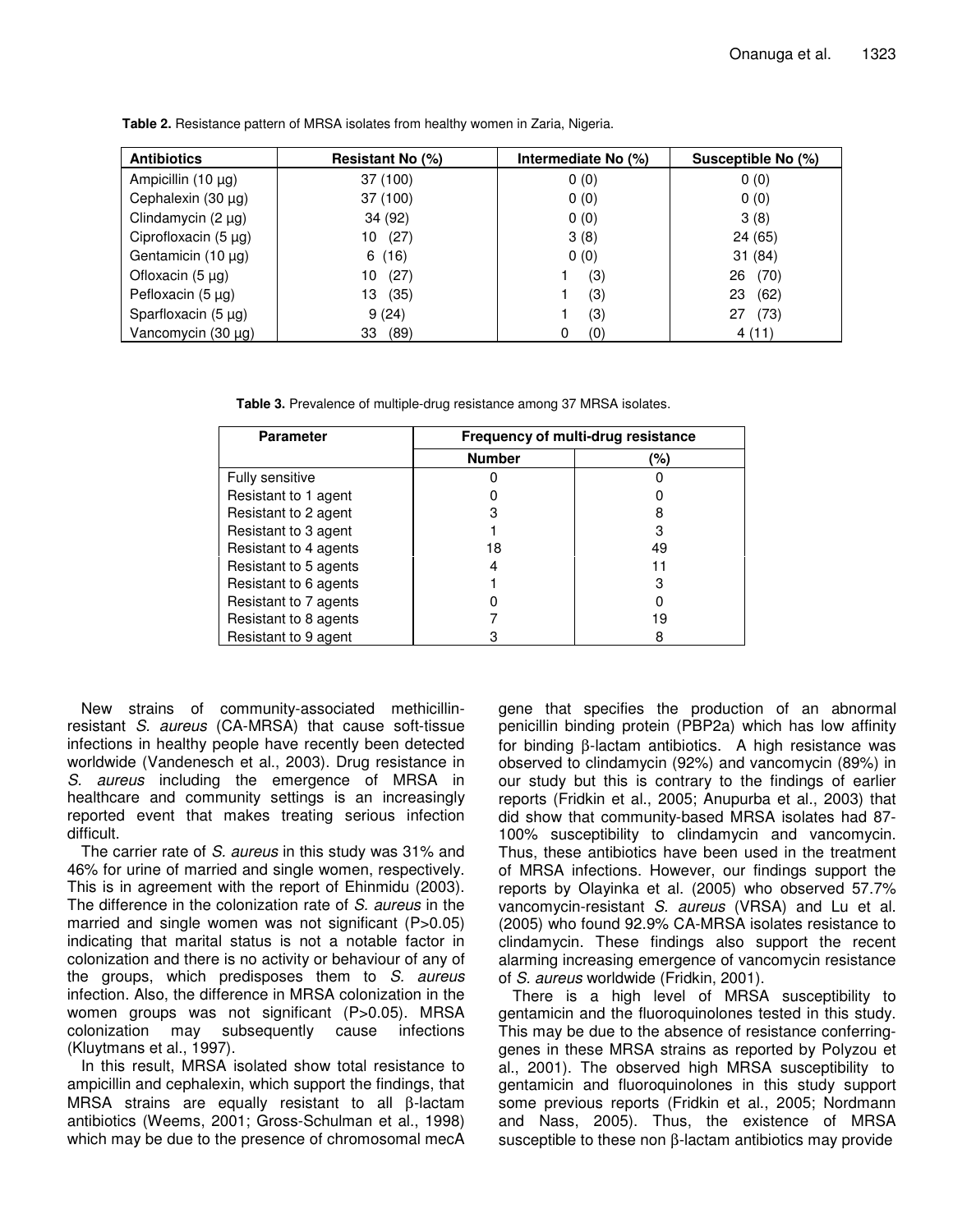**Table 2.** Resistance pattern of MRSA isolates from healthy women in Zaria, Nigeria.

| Antibiotics | Resistant No (%) | Intermediate No (%) | Susceptible No (%) |
|---|---|---|---|
| Ampicillin (10 µg) | 37 (100) | 0 (0) | 0 (0) |
| Cephalexin (30 µg) | 37 (100) | 0 (0) | 0 (0) |
| Clindamycin (2 µg) | 34 (92) | 0 (0) | 3 (8) |
| Ciprofloxacin (5 µg) | 10 (27) | 3 (8) | 24 (65) |
| Gentamicin (10 µg) | 6 (16) | 0 (0) | 31 (84) |
| Ofloxacin (5 µg) | 10 (27) | 1 (3) | 26 (70) |
| Pefloxacin (5 µg) | 13 (35) | 1 (3) | 23 (62) |
| Sparfloxacin (5 µg) | 9 (24) | 1 (3) | 27 (73) |
| Vancomycin (30 µg) | 33 (89) | 0 (0) | 4 (11) |

**Table 3.** Prevalence of multiple-drug resistance among 37 MRSA isolates.

| Parameter | Frequency of multi-drug resistance | |
|---|---|---|
| | Number | (%) |
| Fully sensitive | 0 | 0 |
| Resistant to 1 agent | 0 | 0 |
| Resistant to 2 agent | 3 | 8 |
| Resistant to 3 agent | 1 | 3 |
| Resistant to 4 agents | 18 | 49 |
| Resistant to 5 agents | 4 | 11 |
| Resistant to 6 agents | 1 | 3 |
| Resistant to 7 agents | 0 | 0 |
| Resistant to 8 agents | 7 | 19 |
| Resistant to 9 agent | 3 | 8 |

New strains of community-associated methicillin-resistant *S. aureus* (CA-MRSA) that cause soft-tissue infections in healthy people have recently been detected worldwide (Vandenesch et al., 2003). Drug resistance in *S. aureus* including the emergence of MRSA in healthcare and community settings is an increasingly reported event that makes treating serious infection difficult.

The carrier rate of *S. aureus* in this study was 31% and 46% for urine of married and single women, respectively. This is in agreement with the report of Ehinmidu (2003). The difference in the colonization rate of *S. aureus* in the married and single women was not significant (P>0.05) indicating that marital status is not a notable factor in colonization and there is no activity or behaviour of any of the groups, which predisposes them to *S. aureus* infection. Also, the difference in MRSA colonization in the women groups was not significant (P>0.05). MRSA colonization may subsequently cause infections (Kluytmans et al., 1997).

In this result, MRSA isolated show total resistance to ampicillin and cephalexin, which support the findings, that MRSA strains are equally resistant to all β-lactam antibiotics (Weems, 2001; Gross-Schulman et al., 1998) which may be due to the presence of chromosomal mecA gene that specifies the production of an abnormal penicillin binding protein (PBP2a) which has low affinity for binding β-lactam antibiotics. A high resistance was observed to clindamycin (92%) and vancomycin (89%) in our study but this is contrary to the findings of earlier reports (Fridkin et al., 2005; Anupurba et al., 2003) that did show that community-based MRSA isolates had 87-100% susceptibility to clindamycin and vancomycin. Thus, these antibiotics have been used in the treatment of MRSA infections. However, our findings support the reports by Olayinka et al. (2005) who observed 57.7% vancomycin-resistant *S. aureus* (VRSA) and Lu et al. (2005) who found 92.9% CA-MRSA isolates resistance to clindamycin. These findings also support the recent alarming increasing emergence of vancomycin resistance of *S. aureus* worldwide (Fridkin, 2001).

There is a high level of MRSA susceptibility to gentamicin and the fluoroquinolones tested in this study. This may be due to the absence of resistance conferring-genes in these MRSA strains as reported by Polyzou et al., 2001). The observed high MRSA susceptibility to gentamicin and fluoroquinolones in this study support some previous reports (Fridkin et al., 2005; Nordmann and Nass, 2005). Thus, the existence of MRSA susceptible to these non β-lactam antibiotics may provide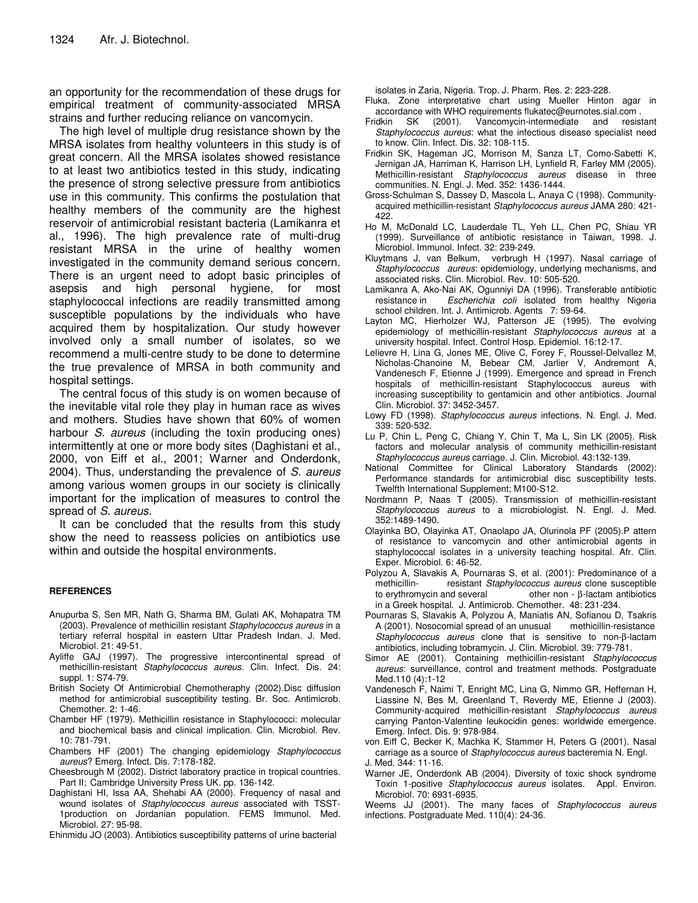an opportunity for the recommendation of these drugs for empirical treatment of community-associated MRSA strains and further reducing reliance on vancomycin.

The high level of multiple drug resistance shown by the MRSA isolates from healthy volunteers in this study is of great concern. All the MRSA isolates showed resistance to at least two antibiotics tested in this study, indicating the presence of strong selective pressure from antibiotics use in this community. This confirms the postulation that healthy members of the community are the highest reservoir of antimicrobial resistant bacteria (Lamikanra et al., 1996). The high prevalence rate of multi-drug resistant MRSA in the urine of healthy women investigated in the community demand serious concern. There is an urgent need to adopt basic principles of asepsis and high personal hygiene, for most staphylococcal infections are readily transmitted among susceptible populations by the individuals who have acquired them by hospitalization. Our study however involved only a small number of isolates, so we recommend a multi-centre study to be done to determine the true prevalence of MRSA in both community and hospital settings.

The central focus of this study is on women because of the inevitable vital role they play in human race as wives and mothers. Studies have shown that 60% of women harbour *S. aureus* (including the toxin producing ones) intermittently at one or more body sites (Daghistani et al., 2000, von Eiff et al., 2001; Warner and Onderdonk, 2004). Thus, understanding the prevalence of *S. aureus* among various women groups in our society is clinically important for the implication of measures to control the spread of *S. aureus.*

It can be concluded that the results from this study show the need to reassess policies on antibiotics use within and outside the hospital environments.

## REFERENCES

Anupurba S, Sen MR, Nath G, Sharma BM, Gulati AK, Mohapatra TM (2003). Prevalence of methicillin resistant *Staphylococcus aureus* in a tertiary referral hospital in eastern Uttar Pradesh Indan. J. Med. Microbiol. 21: 49-51.

Ayliffe GAJ (1997). The progressive intercontinental spread of methicillin-resistant *Staphylococcus aureus.* Clin. Infect. Dis. 24: suppl. 1: S74-79.

British Society Of Antimicrobial Chemotheraphy (2002).Disc diffusion method for antimicrobial susceptibility testing. Br. Soc. Antimicrob. Chemother. 2: 1-46.

Chamber HF (1979). Methicillin resistance in Staphylococci: molecular and biochemical basis and clinical implication. Clin. Microbiol. Rev. 10: 781-791.

Chambers HF (2001) The changing epidemiology *Staphylococcus aureus*? Emerg. Infect. Dis. 7:178-182.

Cheesbrough M (2002). District laboratory practice in tropical countries. Part II; Cambridge University Press UK. pp. 136-142.

Daghistani HI, Issa AA, Shehabi AA (2000). Frequency of nasal and wound isolates of *Staphylococcus aureus* associated with TSST-1production on Jordanian population. FEMS Immunol. Med. Microbiol. 27: 95-98.

Ehinmidu JO (2003). Antibiotics susceptibility patterns of urine bacterial isolates in Zaria, Nigeria. Trop. J. Pharm. Res. 2: 223-228.

Fluka. Zone interpretative chart using Mueller Hinton agar in accordance with WHO requirements flukatec@eurnotes.sial.com .

Fridkin SK (2001). Vancomycin-intermediate and resistant *Staphylococcus aureus*: what the infectious disease specialist need to know. Clin. Infect. Dis. 32: 108-115.

Fridkin SK, Hageman JC, Morrison M, Sanza LT, Como-Sabetti K, Jernigan JA, Harriman K, Harrison LH, Lynfield R, Farley MM (2005). Methicillin-resistant *Staphylococcus aureus* disease in three communities. N. Engl. J. Med. 352: 1436-1444.

Gross-Schulman S, Dassey D, Mascola L, Anaya C (1998). Community-acquired methicillin-resistant *Staphylococcus aureus* JAMA 280: 421-422.

Ho M, McDonald LC, Lauderdale TL, Yeh LL, Chen PC, Shiau YR (1999). Surveillance of antibiotic resistance in Taiwan, 1998. J. Microbiol. Immunol. Infect. 32: 239-249.

Kluytmans J, van Belkum, verbrugh H (1997). Nasal carriage of *Staphylococcus aureus*: epidemiology, underlying mechanisms, and associated risks. Clin. Microbiol. Rev. 10: 505-520.

Lamikanra A, Ako-Nai AK, Ogunniyi DA (1996). Transferable antibiotic resistance in *Escherichia coli* isolated from healthy Nigeria school children. Int. J. Antimicrob. Agents 7: 59-64.

Layton MC, Hierholzer WJ, Patterson JE (1995). The evolving epidemiology of methicillin-resistant *Staphylococcus aureus* at a university hospital. Infect. Control Hosp. Epidemiol. 16:12-17.

Lelievre H, Lina G, Jones ME, Olive C, Forey F, Roussel-Delvallez M, Nicholas-Chanoine M, Bebear CM, Jarlier V, Andremont A, Vandenesch F, Etienne J (1999). Emergence and spread in French hospitals of methicillin-resistant Staphylococcus aureus with increasing susceptibility to gentamicin and other antibiotics. Journal Clin. Microbiol. 37: 3452-3457.

Lowy FD (1998). *Staphylococcus aureus* infections. N. Engl. J. Med. 339: 520-532.

Lu P, Chin L, Peng C, Chiang Y, Chin T, Ma L, Sin LK (2005). Risk factors and molecular analysis of community methicillin-resistant *Staphylococcus aureus* carriage. J. Clin. Microbiol. 43:132-139.

National Committee for Clinical Laboratory Standards (2002): Performance standards for antimicrobial disc susceptibility tests. Twelfth International Supplement; M100-S12.

Nordmann P, Naas T (2005). Transmission of methicillin-resistant *Staphylococcus aureus* to a microbiologist. N. Engl. J. Med. 352:1489-1490.

Olayinka BO, Olayinka AT, Onaolapo JA, Olurinola PF (2005).P attern of resistance to vancomycin and other antimicrobial agents in staphylococcal isolates in a university teaching hospital. Afr. Clin. Exper. Microbiol. 6: 46-52.

Polyzou A, Slavakis A, Pournaras S, et al. (2001): Predominance of a methicillin- resistant *Staphylococcus aureus* clone susceptible to erythromycin and several other non - β-lactam antibiotics in a Greek hospital. J. Antimicrob. Chemother. 48: 231-234.

Pournaras S, Slavakis A, Polyzou A, Maniatis AN, Sofianou D, Tsakris A (2001). Nosocomial spread of an unusual methicillin-resistance *Staphylococcus aureus* clone that is sensitive to non-β-lactam antibiotics, including tobramycin. J. Clin. Microbiol. 39: 779-781.

Simor AE (2001). Containing methicillin-resistant *Staphylococcus aureus*: surveillance, control and treatment methods. Postgraduate Med.110 (4):1-12

Vandenesch F, Naimi T, Enright MC, Lina G, Nimmo GR, Heffernan H, Liassine N, Bes M, Greenland T, Reverdy ME, Etienne J (2003). Community-acquired methicillin-resistant *Staphylococcus aureus* carrying Panton-Valentine leukocidin genes: worldwide emergence. Emerg. Infect. Dis. 9: 978-984.

von Eiff C, Becker K, Machka K, Stammer H, Peters G (2001). Nasal carriage as a source of *Staphylococcus aureus* bacteremia N. Engl. J. Med. 344: 11-16.

Warner JE, Onderdonk AB (2004). Diversity of toxic shock syndrome Toxin 1-positive *Staphylococcus aureus* isolates. Appl. Environ. Microbiol. 70: 6931-6935.

Weems JJ (2001). The many faces of *Staphylococcus aureus* infections. Postgraduate Med. 110(4): 24-36.